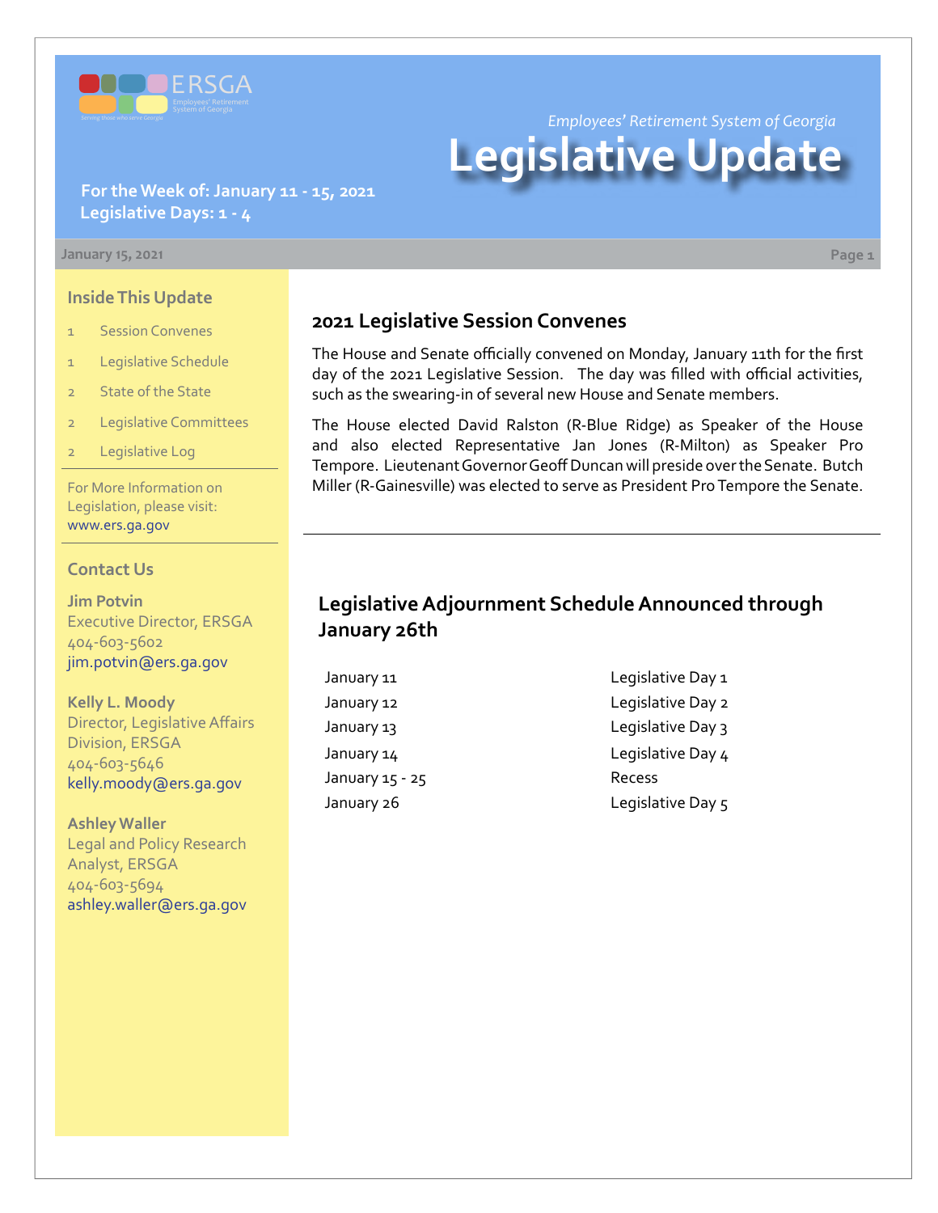ERSGA

*Employees' Retirement System of Georgia*

# Legislative Update

**For the Week of: January 11 - 15, 2021**
**Legislative Days: 1 - 4**

January 15, 2021

## Inside This Update

| | |
|---|---|
| 1 | Session Convenes |
| 1 | Legislative Schedule |
| 2 | State of the State |
| 2 | Legislative Committees |
| 2 | Legislative Log |

For More Information on Legislation, please visit: www.ers.ga.gov

## Contact Us

**Jim Potvin**
Executive Director, ERSGA
404-603-5602
jim.potvin@ers.ga.gov

**Kelly L. Moody**
Director, Legislative Affairs Division, ERSGA
404-603-5646
kelly.moody@ers.ga.gov

**Ashley Waller**
Legal and Policy Research Analyst, ERSGA
404-603-5694
ashley.waller@ers.ga.gov

## 2021 Legislative Session Convenes

The House and Senate officially convened on Monday, January 11th for the first day of the 2021 Legislative Session. The day was filled with official activities, such as the swearing-in of several new House and Senate members.

The House elected David Ralston (R-Blue Ridge) as Speaker of the House and also elected Representative Jan Jones (R-Milton) as Speaker Pro Tempore. Lieutenant Governor Geoff Duncan will preside over the Senate. Butch Miller (R-Gainesville) was elected to serve as President Pro Tempore the Senate.

## Legislative Adjournment Schedule Announced through January 26th

| | |
|---|---|
| January 11 | Legislative Day 1 |
| January 12 | Legislative Day 2 |
| January 13 | Legislative Day 3 |
| January 14 | Legislative Day 4 |
| January 15 - 25 | Recess |
| January 26 | Legislative Day 5 |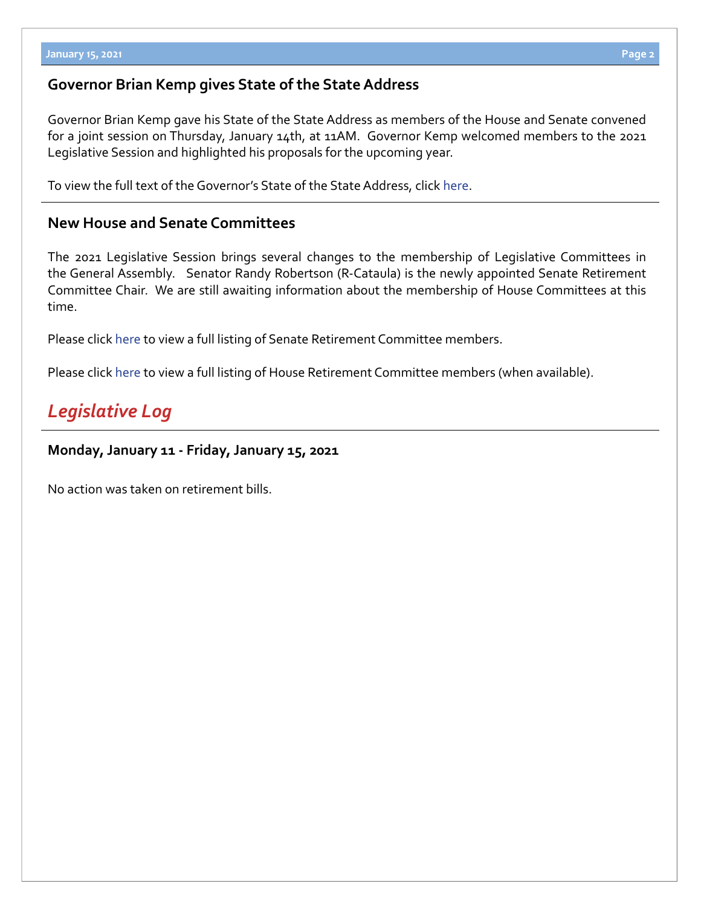## Governor Brian Kemp gives State of the State Address

Governor Brian Kemp gave his State of the State Address as members of the House and Senate convened for a joint session on Thursday, January 14th, at 11AM. Governor Kemp welcomed members to the 2021 Legislative Session and highlighted his proposals for the upcoming year.

To view the full text of the Governor's State of the State Address, click here.

---

## New House and Senate Committees

The 2021 Legislative Session brings several changes to the membership of Legislative Committees in the General Assembly. Senator Randy Robertson (R-Cataula) is the newly appointed Senate Retirement Committee Chair. We are still awaiting information about the membership of House Committees at this time.

Please click here to view a full listing of Senate Retirement Committee members.

Please click here to view a full listing of House Retirement Committee members (when available).

# *Legislative Log*

---

### Monday, January 11 - Friday, January 15, 2021

No action was taken on retirement bills.